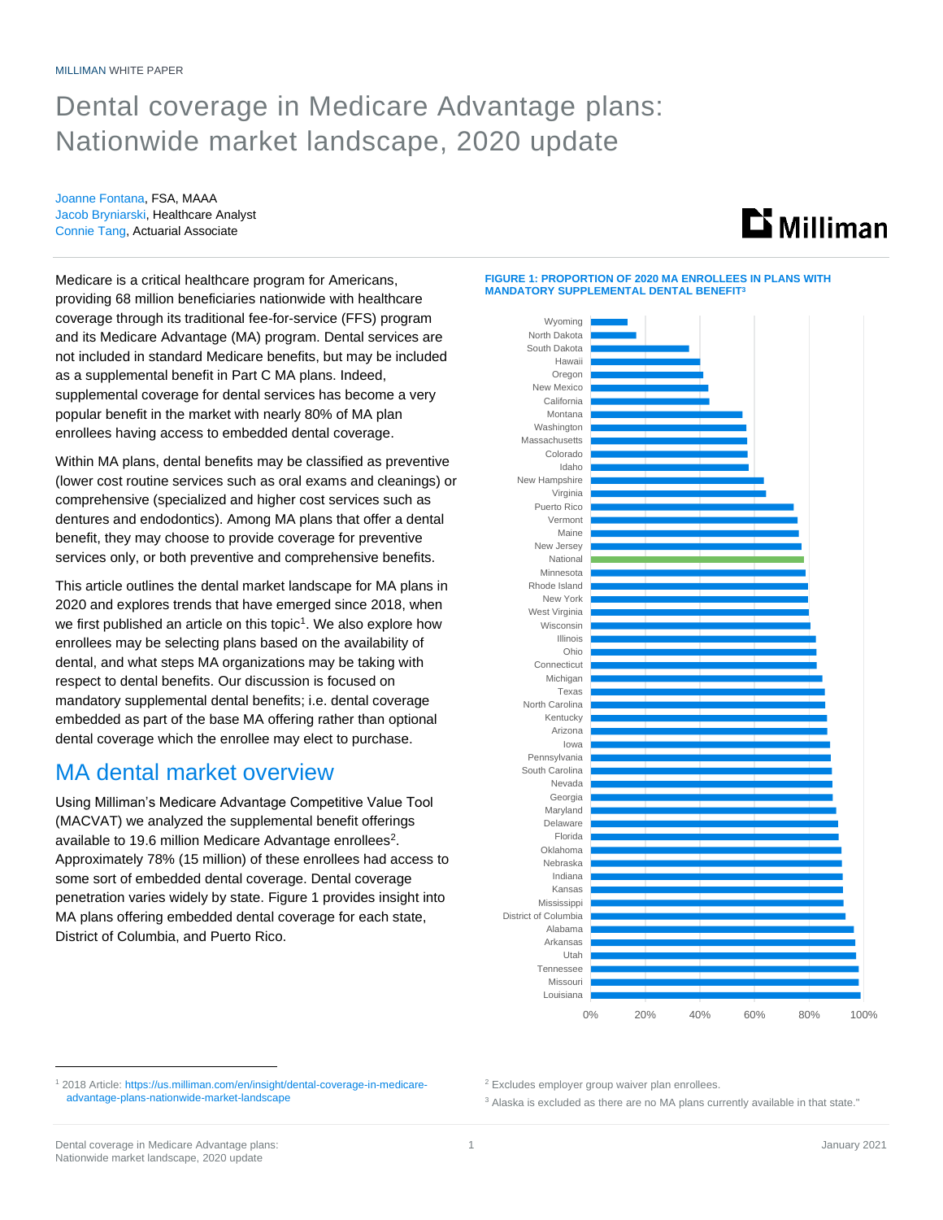MILLIMAN WHITE PAPER

# Dental coverage in Medicare Advantage plans: Nationwide market landscape, 2020 update

Joanne Fontana, FSA, MAAA
Jacob Bryniarski, Healthcare Analyst
Connie Tang, Actuarial Associate

Medicare is a critical healthcare program for Americans, providing 68 million beneficiaries nationwide with healthcare coverage through its traditional fee-for-service (FFS) program and its Medicare Advantage (MA) program. Dental services are not included in standard Medicare benefits, but may be included as a supplemental benefit in Part C MA plans. Indeed, supplemental coverage for dental services has become a very popular benefit in the market with nearly 80% of MA plan enrollees having access to embedded dental coverage.

Within MA plans, dental benefits may be classified as preventive (lower cost routine services such as oral exams and cleanings) or comprehensive (specialized and higher cost services such as dentures and endodontics). Among MA plans that offer a dental benefit, they may choose to provide coverage for preventive services only, or both preventive and comprehensive benefits.

This article outlines the dental market landscape for MA plans in 2020 and explores trends that have emerged since 2018, when we first published an article on this topic[1]. We also explore how enrollees may be selecting plans based on the availability of dental, and what steps MA organizations may be taking with respect to dental benefits. Our discussion is focused on mandatory supplemental dental benefits; i.e. dental coverage embedded as part of the base MA offering rather than optional dental coverage which the enrollee may elect to purchase.

## MA dental market overview

Using Milliman's Medicare Advantage Competitive Value Tool (MACVAT) we analyzed the supplemental benefit offerings available to 19.6 million Medicare Advantage enrollees[2]. Approximately 78% (15 million) of these enrollees had access to some sort of embedded dental coverage. Dental coverage penetration varies widely by state. Figure 1 provides insight into MA plans offering embedded dental coverage for each state, District of Columbia, and Puerto Rico.

**FIGURE 1: PROPORTION OF 2020 MA ENROLLEES IN PLANS WITH MANDATORY SUPPLEMENTAL DENTAL BENEFIT[3]**

States shown (in order): Wyoming, North Dakota, South Dakota, Hawaii, Oregon, New Mexico, California, Montana, Washington, Massachusetts, Colorado, Idaho, New Hampshire, Virginia, Puerto Rico, Vermont, Maine, New Jersey, National, Minnesota, Rhode Island, New York, West Virginia, Wisconsin, Illinois, Ohio, Connecticut, Michigan, Texas, North Carolina, Kentucky, Arizona, Iowa, Pennsylvania, South Carolina, Nevada, Georgia, Maryland, Delaware, Florida, Oklahoma, Nebraska, Indiana, Kansas, Mississippi, District of Columbia, Alabama, Arkansas, Utah, Tennessee, Missouri, Louisiana

Axis: 0%, 20%, 40%, 60%, 80%, 100%

[1] 2018 Article: https://us.milliman.com/en/insight/dental-coverage-in-medicare-advantage-plans-nationwide-market-landscape

[2] Excludes employer group waiver plan enrollees.

[3] Alaska is excluded as there are no MA plans currently available in that state."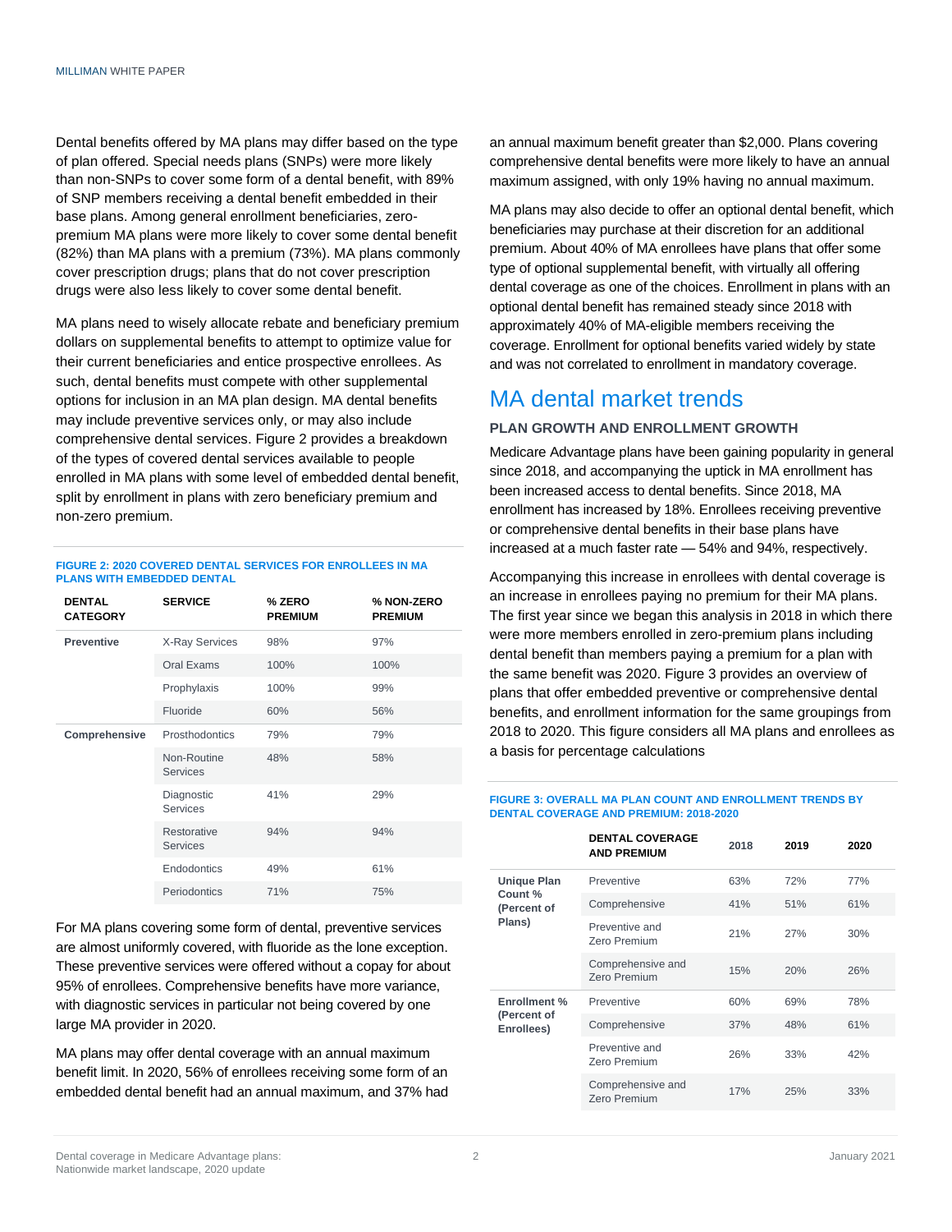Dental benefits offered by MA plans may differ based on the type of plan offered. Special needs plans (SNPs) were more likely than non-SNPs to cover some form of a dental benefit, with 89% of SNP members receiving a dental benefit embedded in their base plans. Among general enrollment beneficiaries, zero-premium MA plans were more likely to cover some dental benefit (82%) than MA plans with a premium (73%). MA plans commonly cover prescription drugs; plans that do not cover prescription drugs were also less likely to cover some dental benefit.

MA plans need to wisely allocate rebate and beneficiary premium dollars on supplemental benefits to attempt to optimize value for their current beneficiaries and entice prospective enrollees. As such, dental benefits must compete with other supplemental options for inclusion in an MA plan design. MA dental benefits may include preventive services only, or may also include comprehensive dental services. Figure 2 provides a breakdown of the types of covered dental services available to people enrolled in MA plans with some level of embedded dental benefit, split by enrollment in plans with zero beneficiary premium and non-zero premium.

**FIGURE 2: 2020 COVERED DENTAL SERVICES FOR ENROLLEES IN MA PLANS WITH EMBEDDED DENTAL**

| DENTAL CATEGORY | SERVICE | % ZERO PREMIUM | % NON-ZERO PREMIUM |
|---|---|---|---|
| **Preventive** | X-Ray Services | 98% | 97% |
| | Oral Exams | 100% | 100% |
| | Prophylaxis | 100% | 99% |
| | Fluoride | 60% | 56% |
| **Comprehensive** | Prosthodontics | 79% | 79% |
| | Non-Routine Services | 48% | 58% |
| | Diagnostic Services | 41% | 29% |
| | Restorative Services | 94% | 94% |
| | Endodontics | 49% | 61% |
| | Periodontics | 71% | 75% |

For MA plans covering some form of dental, preventive services are almost uniformly covered, with fluoride as the lone exception. These preventive services were offered without a copay for about 95% of enrollees. Comprehensive benefits have more variance, with diagnostic services in particular not being covered by one large MA provider in 2020.

MA plans may offer dental coverage with an annual maximum benefit limit. In 2020, 56% of enrollees receiving some form of an embedded dental benefit had an annual maximum, and 37% had an annual maximum benefit greater than $2,000. Plans covering comprehensive dental benefits were more likely to have an annual maximum assigned, with only 19% having no annual maximum.

MA plans may also decide to offer an optional dental benefit, which beneficiaries may purchase at their discretion for an additional premium. About 40% of MA enrollees have plans that offer some type of optional supplemental benefit, with virtually all offering dental coverage as one of the choices. Enrollment in plans with an optional dental benefit has remained steady since 2018 with approximately 40% of MA-eligible members receiving the coverage. Enrollment for optional benefits varied widely by state and was not correlated to enrollment in mandatory coverage.

# MA dental market trends

### PLAN GROWTH AND ENROLLMENT GROWTH

Medicare Advantage plans have been gaining popularity in general since 2018, and accompanying the uptick in MA enrollment has been increased access to dental benefits. Since 2018, MA enrollment has increased by 18%. Enrollees receiving preventive or comprehensive dental benefits in their base plans have increased at a much faster rate — 54% and 94%, respectively.

Accompanying this increase in enrollees with dental coverage is an increase in enrollees paying no premium for their MA plans. The first year since we began this analysis in 2018 in which there were more members enrolled in zero-premium plans including dental benefit than members paying a premium for a plan with the same benefit was 2020. Figure 3 provides an overview of plans that offer embedded preventive or comprehensive dental benefits, and enrollment information for the same groupings from 2018 to 2020. This figure considers all MA plans and enrollees as a basis for percentage calculations

**FIGURE 3: OVERALL MA PLAN COUNT AND ENROLLMENT TRENDS BY DENTAL COVERAGE AND PREMIUM: 2018-2020**

| | DENTAL COVERAGE AND PREMIUM | 2018 | 2019 | 2020 |
|---|---|---|---|---|
| **Unique Plan Count % (Percent of Plans)** | Preventive | 63% | 72% | 77% |
| | Comprehensive | 41% | 51% | 61% |
| | Preventive and Zero Premium | 21% | 27% | 30% |
| | Comprehensive and Zero Premium | 15% | 20% | 26% |
| **Enrollment % (Percent of Enrollees)** | Preventive | 60% | 69% | 78% |
| | Comprehensive | 37% | 48% | 61% |
| | Preventive and Zero Premium | 26% | 33% | 42% |
| | Comprehensive and Zero Premium | 17% | 25% | 33% |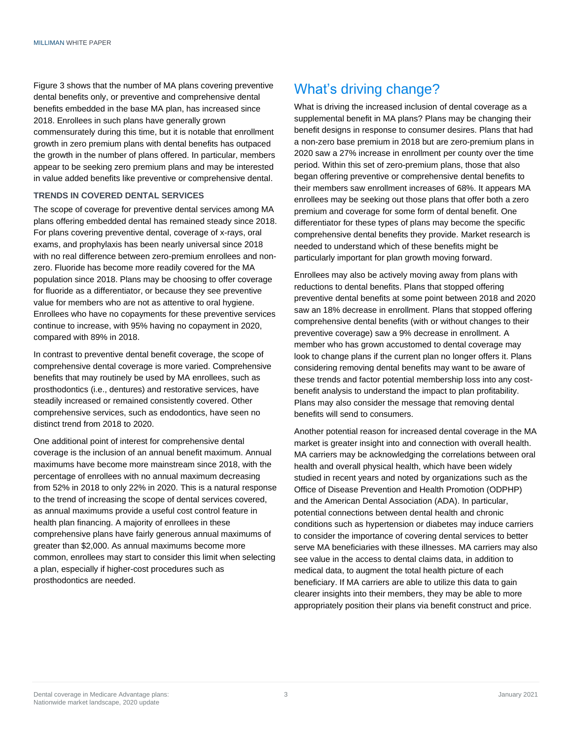Figure 3 shows that the number of MA plans covering preventive dental benefits only, or preventive and comprehensive dental benefits embedded in the base MA plan, has increased since 2018. Enrollees in such plans have generally grown commensurately during this time, but it is notable that enrollment growth in zero premium plans with dental benefits has outpaced the growth in the number of plans offered. In particular, members appear to be seeking zero premium plans and may be interested in value added benefits like preventive or comprehensive dental.

### TRENDS IN COVERED DENTAL SERVICES

The scope of coverage for preventive dental services among MA plans offering embedded dental has remained steady since 2018. For plans covering preventive dental, coverage of x-rays, oral exams, and prophylaxis has been nearly universal since 2018 with no real difference between zero-premium enrollees and non-zero. Fluoride has become more readily covered for the MA population since 2018. Plans may be choosing to offer coverage for fluoride as a differentiator, or because they see preventive value for members who are not as attentive to oral hygiene. Enrollees who have no copayments for these preventive services continue to increase, with 95% having no copayment in 2020, compared with 89% in 2018.

In contrast to preventive dental benefit coverage, the scope of comprehensive dental coverage is more varied. Comprehensive benefits that may routinely be used by MA enrollees, such as prosthodontics (i.e., dentures) and restorative services, have steadily increased or remained consistently covered. Other comprehensive services, such as endodontics, have seen no distinct trend from 2018 to 2020.

One additional point of interest for comprehensive dental coverage is the inclusion of an annual benefit maximum. Annual maximums have become more mainstream since 2018, with the percentage of enrollees with no annual maximum decreasing from 52% in 2018 to only 22% in 2020. This is a natural response to the trend of increasing the scope of dental services covered, as annual maximums provide a useful cost control feature in health plan financing. A majority of enrollees in these comprehensive plans have fairly generous annual maximums of greater than $2,000. As annual maximums become more common, enrollees may start to consider this limit when selecting a plan, especially if higher-cost procedures such as prosthodontics are needed.

## What's driving change?

What is driving the increased inclusion of dental coverage as a supplemental benefit in MA plans? Plans may be changing their benefit designs in response to consumer desires. Plans that had a non-zero base premium in 2018 but are zero-premium plans in 2020 saw a 27% increase in enrollment per county over the time period. Within this set of zero-premium plans, those that also began offering preventive or comprehensive dental benefits to their members saw enrollment increases of 68%. It appears MA enrollees may be seeking out those plans that offer both a zero premium and coverage for some form of dental benefit. One differentiator for these types of plans may become the specific comprehensive dental benefits they provide. Market research is needed to understand which of these benefits might be particularly important for plan growth moving forward.

Enrollees may also be actively moving away from plans with reductions to dental benefits. Plans that stopped offering preventive dental benefits at some point between 2018 and 2020 saw an 18% decrease in enrollment. Plans that stopped offering comprehensive dental benefits (with or without changes to their preventive coverage) saw a 9% decrease in enrollment. A member who has grown accustomed to dental coverage may look to change plans if the current plan no longer offers it. Plans considering removing dental benefits may want to be aware of these trends and factor potential membership loss into any cost-benefit analysis to understand the impact to plan profitability. Plans may also consider the message that removing dental benefits will send to consumers.

Another potential reason for increased dental coverage in the MA market is greater insight into and connection with overall health. MA carriers may be acknowledging the correlations between oral health and overall physical health, which have been widely studied in recent years and noted by organizations such as the Office of Disease Prevention and Health Promotion (ODPHP) and the American Dental Association (ADA). In particular, potential connections between dental health and chronic conditions such as hypertension or diabetes may induce carriers to consider the importance of covering dental services to better serve MA beneficiaries with these illnesses. MA carriers may also see value in the access to dental claims data, in addition to medical data, to augment the total health picture of each beneficiary. If MA carriers are able to utilize this data to gain clearer insights into their members, they may be able to more appropriately position their plans via benefit construct and price.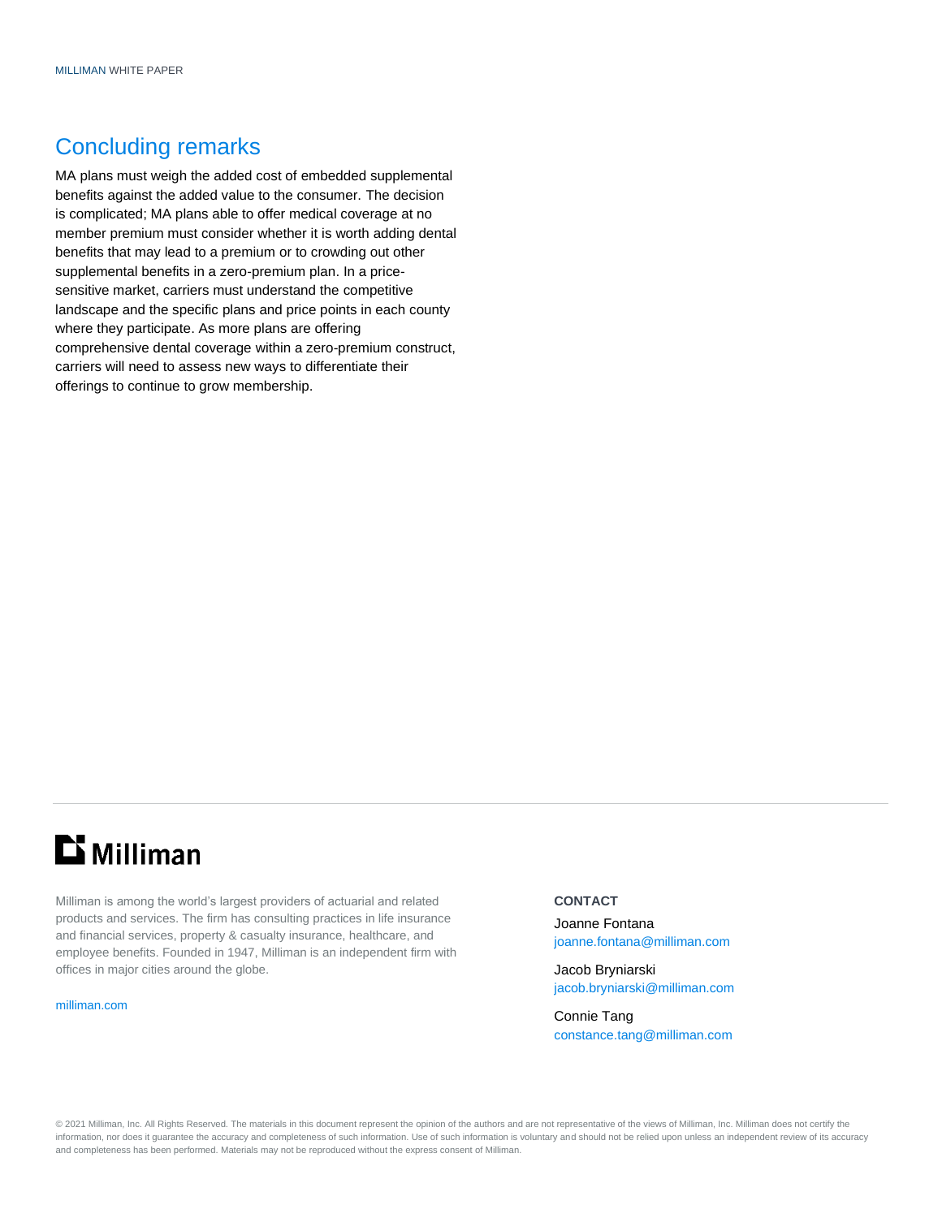## Concluding remarks

MA plans must weigh the added cost of embedded supplemental benefits against the added value to the consumer. The decision is complicated; MA plans able to offer medical coverage at no member premium must consider whether it is worth adding dental benefits that may lead to a premium or to crowding out other supplemental benefits in a zero-premium plan. In a price-sensitive market, carriers must understand the competitive landscape and the specific plans and price points in each county where they participate. As more plans are offering comprehensive dental coverage within a zero-premium construct, carriers will need to assess new ways to differentiate their offerings to continue to grow membership.

---

**Milliman**

Milliman is among the world's largest providers of actuarial and related products and services. The firm has consulting practices in life insurance and financial services, property & casualty insurance, healthcare, and employee benefits. Founded in 1947, Milliman is an independent firm with offices in major cities around the globe.

milliman.com

**CONTACT**

Joanne Fontana
joanne.fontana@milliman.com

Jacob Bryniarski
jacob.bryniarski@milliman.com

Connie Tang
constance.tang@milliman.com

© 2021 Milliman, Inc. All Rights Reserved. The materials in this document represent the opinion of the authors and are not representative of the views of Milliman, Inc. Milliman does not certify the information, nor does it guarantee the accuracy and completeness of such information. Use of such information is voluntary and should not be relied upon unless an independent review of its accuracy and completeness has been performed. Materials may not be reproduced without the express consent of Milliman.